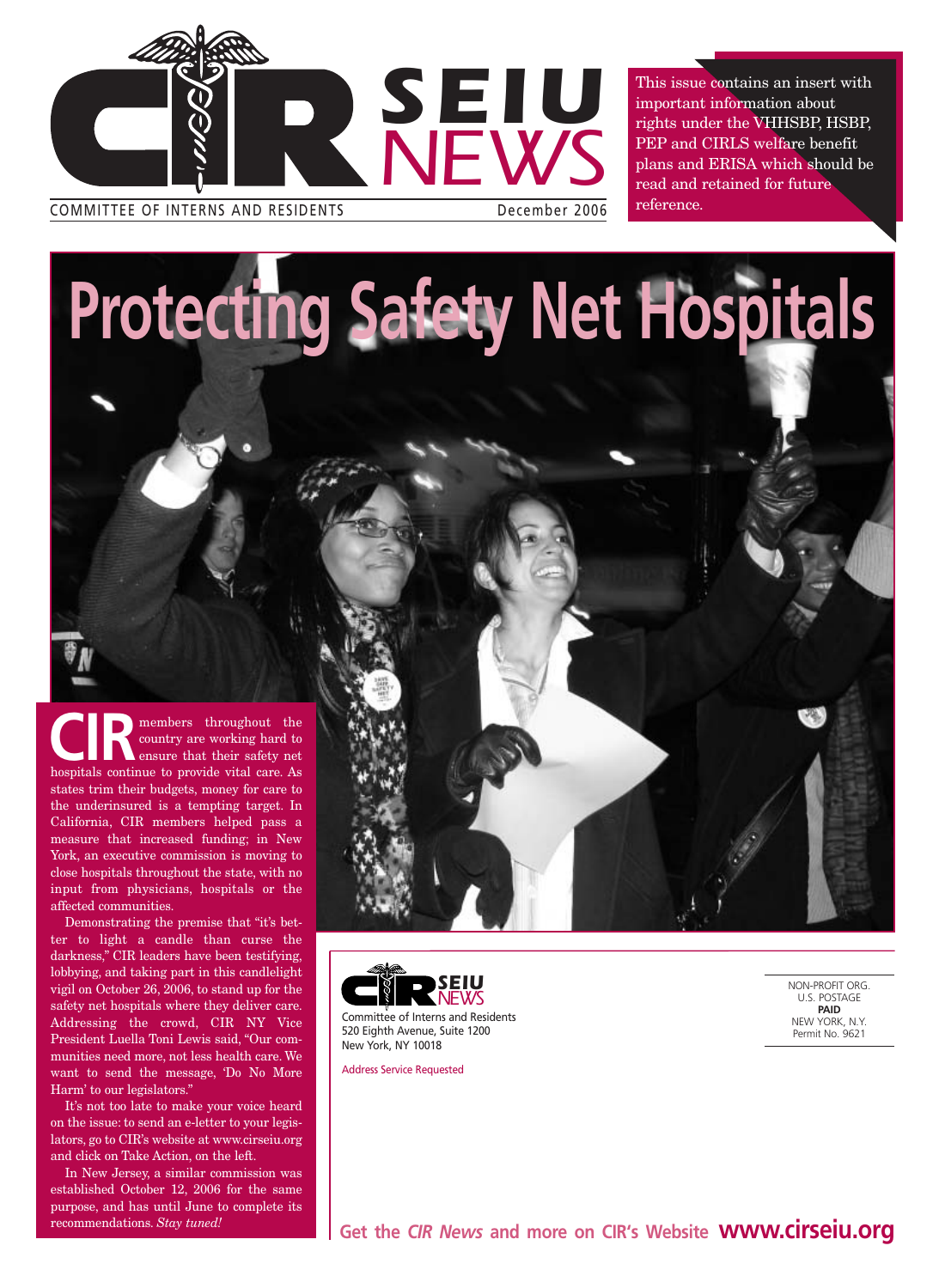# CIR SEIU NEWS

COMMITTEE OF INTERNS AND RESIDENTS

December 2006

This issue contains an insert with important information about rights under the VHHSBP, HSBP, PEP and CIRLS welfare benefit plans and ERISA which should be read and retained for future reference.

# Protecting Safety Net Hospitals

**CIR** members throughout the country are working hard to ensure that their safety net hospitals continue to provide vital care. As states trim their budgets, money for care to the underinsured is a tempting target. In California, CIR members helped pass a measure that increased funding; in New York, an executive commission is moving to close hospitals throughout the state, with no input from physicians, hospitals or the affected communities.

Demonstrating the premise that "it's better to light a candle than curse the darkness," CIR leaders have been testifying, lobbying, and taking part in this candlelight vigil on October 26, 2006, to stand up for the safety net hospitals where they deliver care. Addressing the crowd, CIR NY Vice President Luella Toni Lewis said, "Our communities need more, not less health care. We want to send the message, 'Do No More Harm' to our legislators."

It's not too late to make your voice heard on the issue: to send an e-letter to your legislators, go to CIR's website at www.cirseiu.org and click on Take Action, on the left.

In New Jersey, a similar commission was established October 12, 2006 for the same purpose, and has until June to complete its recommendations. *Stay tuned!*

CIR SEIU NEWS
Committee of Interns and Residents
520 Eighth Avenue, Suite 1200
New York, NY 10018

Address Service Requested

NON-PROFIT ORG.
U.S. POSTAGE
**PAID**
NEW YORK, N.Y.
Permit No. 9621

**Get the *CIR News* and more on CIR's Website www.cirseiu.org**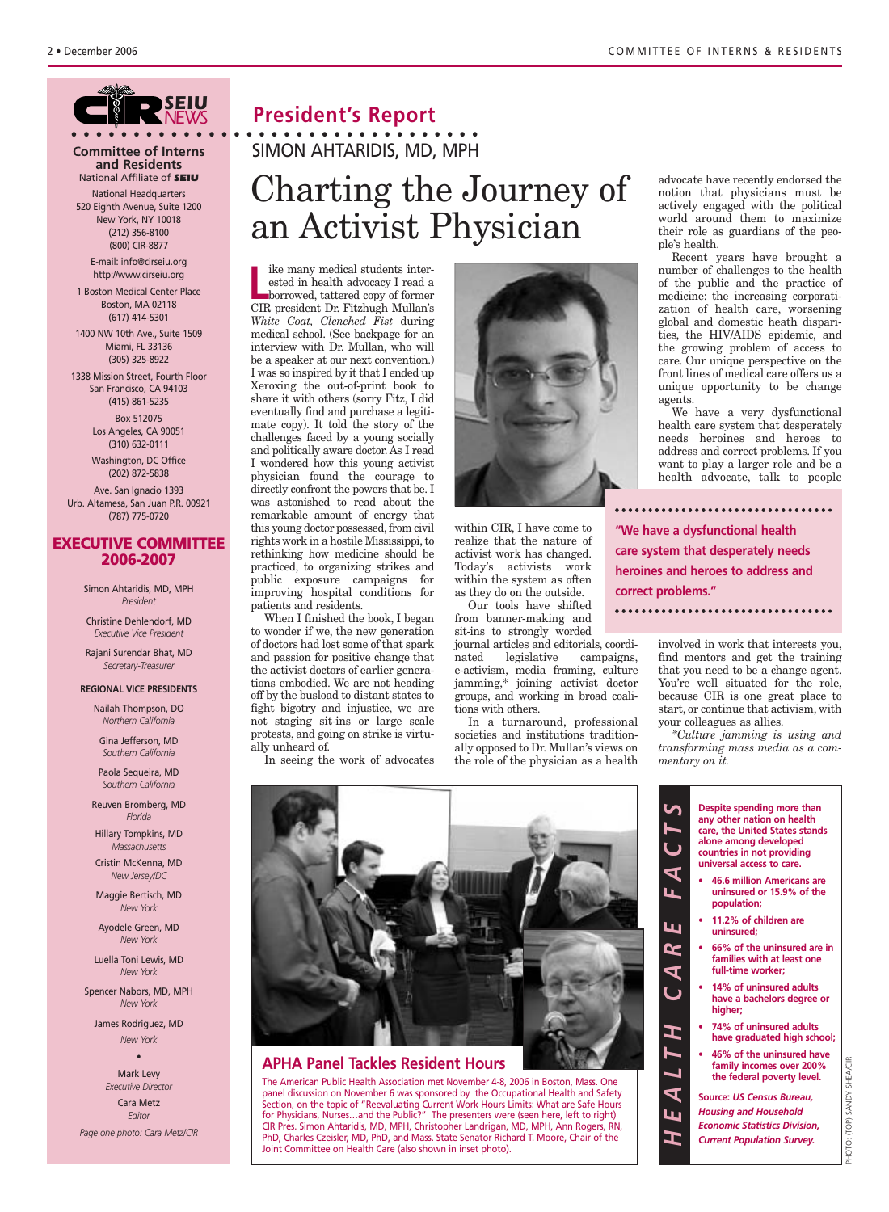**Committee of Interns and Residents**
National Affiliate of SEIU

National Headquarters
520 Eighth Avenue, Suite 1200
New York, NY 10018
(212) 356-8100
(800) CIR-8877

E-mail: info@cirseiu.org
http://www.cirseiu.org

1 Boston Medical Center Place
Boston, MA 02118
(617) 414-5301

1400 NW 10th Ave., Suite 1509
Miami, FL 33136
(305) 325-8922

1338 Mission Street, Fourth Floor
San Francisco, CA 94103
(415) 861-5235

Box 512075
Los Angeles, CA 90051
(310) 632-0111

Washington, DC Office
(202) 872-5838

Ave. San Ignacio 1393
Urb. Altamesa, San Juan P.R. 00921
(787) 775-0720

## EXECUTIVE COMMITTEE 2006-2007

Simon Ahtaridis, MD, MPH
*President*

Christine Dehlendorf, MD
*Executive Vice President*

Rajani Surendar Bhat, MD
*Secretary-Treasurer*

**REGIONAL VICE PRESIDENTS**

Nailah Thompson, DO
*Northern California*

Gina Jefferson, MD
*Southern California*

Paola Sequeira, MD
*Southern California*

Reuven Bromberg, MD
*Florida*

Hillary Tompkins, MD
*Massachusetts*

Cristin McKenna, MD
*New Jersey/DC*

Maggie Bertisch, MD
*New York*

Ayodele Green, MD
*New York*

Luella Toni Lewis, MD
*New York*

Spencer Nabors, MD, MPH
*New York*

James Rodriguez, MD
*New York*

•

Mark Levy
*Executive Director*

Cara Metz
*Editor*

*Page one photo: Cara Metz/CIR*

## President's Report

SIMON AHTARIDIS, MD, MPH

# Charting the Journey of an Activist Physician

Like many medical students interested in health advocacy I read a borrowed, tattered copy of former CIR president Dr. Fitzhugh Mullan's *White Coat, Clenched Fist* during medical school. (See backpage for an interview with Dr. Mullan, who will be a speaker at our next convention.) I was so inspired by it that I ended up Xeroxing the out-of-print book to share it with others (sorry Fitz, I did eventually find and purchase a legitimate copy). It told the story of the challenges faced by a young socially and politically aware doctor. As I read I wondered how this young activist physician found the courage to directly confront the powers that be. I was astonished to read about the remarkable amount of energy that this young doctor possessed, from civil rights work in a hostile Mississippi, to rethinking how medicine should be practiced, to organizing strikes and public exposure campaigns for improving hospital conditions for patients and residents.

When I finished the book, I began to wonder if we, the new generation of doctors had lost some of that spark and passion for positive change that the activist doctors of earlier generations embodied. We are not heading off by the busload to distant states to fight bigotry and injustice, we are not staging sit-ins or large scale protests, and going on strike is virtually unheard of.

In seeing the work of advocates within CIR, I have come to realize that the nature of activist work has changed. Today's activists work within the system as often as they do on the outside.

Our tools have shifted from banner-making and sit-ins to strongly worded journal articles and editorials, coordinated legislative campaigns, e-activism, media framing, culture jamming,* joining activist doctor groups, and working in broad coalitions with others.

In a turnaround, professional societies and institutions traditionally opposed to Dr. Mullan's views on the role of the physician as a health advocate have recently endorsed the notion that physicians must be actively engaged with the political world around them to maximize their role as guardians of the people's health.

Recent years have brought a number of challenges to the health of the public and the practice of medicine: the increasing corporatization of health care, worsening global and domestic heath disparities, the HIV/AIDS epidemic, and the growing problem of access to care. Our unique perspective on the front lines of medical care offers us a unique opportunity to be change agents.

We have a very dysfunctional health care system that desperately needs heroines and heroes to address and correct problems. If you want to play a larger role and be a health advocate, talk to people involved in work that interests you, find mentors and get the training that you need to be a change agent. You're well situated for the role, because CIR is one great place to start, or continue that activism, with your colleagues as allies.

*\*Culture jamming is using and transforming mass media as a commentary on it.*

> **"We have a dysfunctional health care system that desperately needs heroines and heroes to address and correct problems."**

### APHA Panel Tackles Resident Hours

The American Public Health Association met November 4-8, 2006 in Boston, Mass. One panel discussion on November 6 was sponsored by the Occupational Health and Safety Section, on the topic of "Reevaluating Current Work Hours Limits: What are Safe Hours for Physicians, Nurses…and the Public?" The presenters were (seen here, left to right) CIR Pres. Simon Ahtaridis, MD, MPH, Christopher Landrigan, MD, MPH, Ann Rogers, RN, PhD, Charles Czeisler, MD, PhD, and Mass. State Senator Richard T. Moore, Chair of the Joint Committee on Health Care (also shown in inset photo).

PHOTO: (TOP) SANDY SHEA/CIR

### HEALTH CARE FACTS

**Despite spending more than any other nation on health care, the United States stands alone among developed countries in not providing universal access to care.**

- **46.6 million Americans are uninsured or 15.9% of the population;**
- **11.2% of children are uninsured;**
- **66% of the uninsured are in families with at least one full-time worker;**
- **14% of uninsured adults have a bachelors degree or higher;**
- **74% of uninsured adults have graduated high school;**
- **46% of the uninsured have family incomes over 200% the federal poverty level.**

**Source: *US Census Bureau, Housing and Household Economic Statistics Division, Current Population Survey.***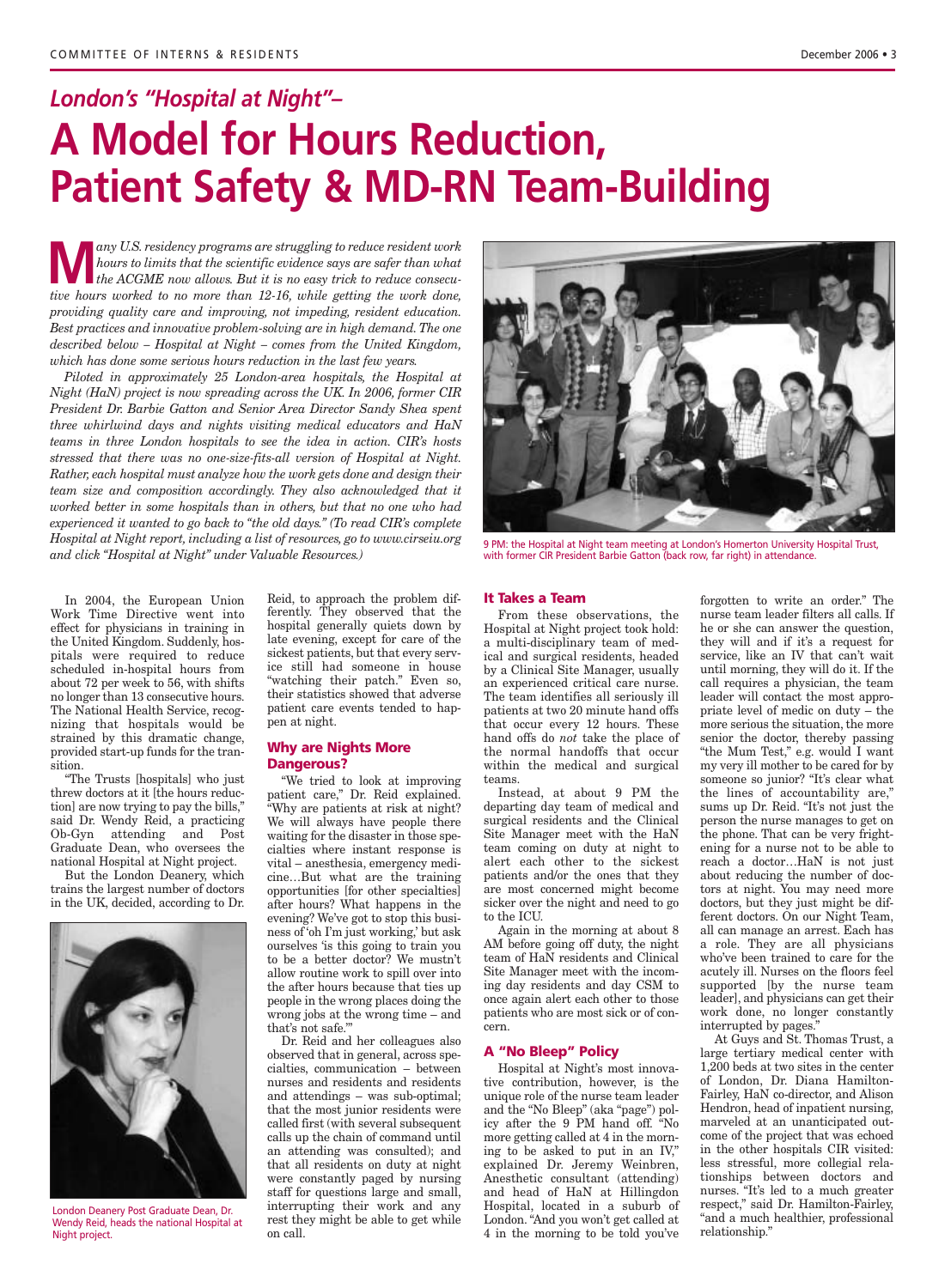*London's "Hospital at Night"–*

# A Model for Hours Reduction, Patient Safety & MD-RN Team-Building

*Many U.S. residency programs are struggling to reduce resident work hours to limits that the scientific evidence says are safer than what the ACGME now allows. But it is no easy trick to reduce consecutive hours worked to no more than 12-16, while getting the work done, providing quality care and improving, not impeding, resident education. Best practices and innovative problem-solving are in high demand. The one described below – Hospital at Night – comes from the United Kingdom, which has done some serious hours reduction in the last few years.*

*Piloted in approximately 25 London-area hospitals, the Hospital at Night (HaN) project is now spreading across the UK. In 2006, former CIR President Dr. Barbie Gatton and Senior Area Director Sandy Shea spent three whirlwind days and nights visiting medical educators and HaN teams in three London hospitals to see the idea in action. CIR's hosts stressed that there was no one-size-fits-all version of Hospital at Night. Rather, each hospital must analyze how the work gets done and design their team size and composition accordingly. They also acknowledged that it worked better in some hospitals than in others, but that no one who had experienced it wanted to go back to "the old days." (To read CIR's complete Hospital at Night report, including a list of resources, go to www.cirseiu.org and click "Hospital at Night" under Valuable Resources.)*

9 PM: the Hospital at Night team meeting at London's Homerton University Hospital Trust, with former CIR President Barbie Gatton (back row, far right) in attendance.

In 2004, the European Union Work Time Directive went into effect for physicians in training in the United Kingdom. Suddenly, hospitals were required to reduce scheduled in-hospital hours from about 72 per week to 56, with shifts no longer than 13 consecutive hours. The National Health Service, recognizing that hospitals would be strained by this dramatic change, provided start-up funds for the transition.

"The Trusts [hospitals] who just threw doctors at it [the hours reduction] are now trying to pay the bills," said Dr. Wendy Reid, a practicing Ob-Gyn attending and Post Graduate Dean, who oversees the national Hospital at Night project.

But the London Deanery, which trains the largest number of doctors in the UK, decided, according to Dr. Reid, to approach the problem differently. They observed that the hospital generally quiets down by late evening, except for care of the sickest patients, but that every service still had someone in house "watching their patch." Even so, their statistics showed that adverse patient care events tended to happen at night.

London Deanery Post Graduate Dean, Dr. Wendy Reid, heads the national Hospital at Night project.

## Why are Nights More Dangerous?

"We tried to look at improving patient care," Dr. Reid explained. "Why are patients at risk at night? We will always have people there waiting for the disaster in those specialties where instant response is vital – anesthesia, emergency medicine…But what are the training opportunities [for other specialties] after hours? What happens in the evening? We've got to stop this business of 'oh I'm just working,' but ask ourselves 'is this going to train you to be a better doctor? We mustn't allow routine work to spill over into the after hours because that ties up people in the wrong places doing the wrong jobs at the wrong time – and that's not safe.'"

Dr. Reid and her colleagues also observed that in general, across specialties, communication – between nurses and residents and residents and attendings – was sub-optimal; that the most junior residents were called first (with several subsequent calls up the chain of command until an attending was consulted); and that all residents on duty at night were constantly paged by nursing staff for questions large and small, interrupting their work and any rest they might be able to get while on call.

## It Takes a Team

From these observations, the Hospital at Night project took hold: a multi-disciplinary team of medical and surgical residents, headed by a Clinical Site Manager, usually an experienced critical care nurse. The team identifies all seriously ill patients at two 20 minute hand offs that occur every 12 hours. These hand offs do *not* take the place of the normal handoffs that occur within the medical and surgical teams.

Instead, at about 9 PM the departing day team of medical and surgical residents and the Clinical Site Manager meet with the HaN team coming on duty at night to alert each other to the sickest patients and/or the ones that they are most concerned might become sicker over the night and need to go to the ICU.

Again in the morning at about 8 AM before going off duty, the night team of HaN residents and Clinical Site Manager meet with the incoming day residents and day CSM to once again alert each other to those patients who are most sick or of concern.

## A "No Bleep" Policy

Hospital at Night's most innovative contribution, however, is the unique role of the nurse team leader and the "No Bleep" (aka "page") policy after the 9 PM hand off. "No more getting called at 4 in the morning to be asked to put in an IV," explained Dr. Jeremy Weinbren, Anesthetic consultant (attending) and head of HaN at Hillingdon Hospital, located in a suburb of London. "And you won't get called at 4 in the morning to be told you've forgotten to write an order." The nurse team leader filters all calls. If he or she can answer the question, they will and if it's a request for service, like an IV that can't wait until morning, they will do it. If the call requires a physician, the team leader will contact the most appropriate level of medic on duty – the more serious the situation, the more senior the doctor, thereby passing "the Mum Test," e.g. would I want my very ill mother to be cared for by someone so junior? "It's clear what the lines of accountability are," sums up Dr. Reid. "It's not just the person the nurse manages to get on the phone. That can be very frightening for a nurse not to be able to reach a doctor…HaN is not just about reducing the number of doctors at night. You may need more doctors, but they just might be different doctors. On our Night Team, all can manage an arrest. Each has a role. They are all physicians who've been trained to care for the acutely ill. Nurses on the floors feel supported [by the nurse team leader], and physicians can get their work done, no longer constantly interrupted by pages."

At Guys and St. Thomas Trust, a large tertiary medical center with 1,200 beds at two sites in the center of London, Dr. Diana Hamilton-Fairley, HaN co-director, and Alison Hendron, head of inpatient nursing, marveled at an unanticipated outcome of the project that was echoed in the other hospitals CIR visited: less stressful, more collegial relationships between doctors and nurses. "It's led to a much greater respect," said Dr. Hamilton-Fairley, "and a much healthier, professional relationship."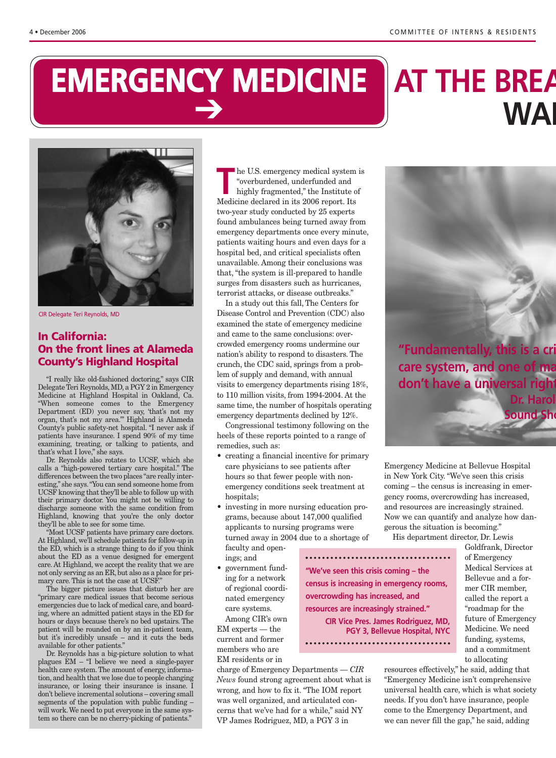# EMERGENCY MEDICINE → AT THE BREA WA

The U.S. emergency medical system is "overburdened, underfunded and highly fragmented," the Institute of Medicine declared in its 2006 report. Its two-year study conducted by 25 experts found ambulances being turned away from emergency departments once every minute, patients waiting hours and even days for a hospital bed, and critical specialists often unavailable. Among their conclusions was that, "the system is ill-prepared to handle surges from disasters such as hurricanes, terrorist attacks, or disease outbreaks."

In a study out this fall, The Centers for Disease Control and Prevention (CDC) also examined the state of emergency medicine and came to the same conclusions: overcrowded emergency rooms undermine our nation's ability to respond to disasters. The crunch, the CDC said, springs from a problem of supply and demand, with annual visits to emergency departments rising 18%, to 110 million visits, from 1994-2004. At the same time, the number of hospitals operating emergency departments declined by 12%.

Congressional testimony following on the heels of these reports pointed to a range of remedies, such as:

- creating a financial incentive for primary care physicians to see patients after hours so that fewer people with non-emergency conditions seek treatment at hospitals;
- investing in more nursing education programs, because about 147,000 qualified applicants to nursing programs were turned away in 2004 due to a shortage of faculty and openings; and
- government funding for a network of regional coordinated emergency care systems.

Among CIR's own EM experts — the current and former members who are EM residents or in charge of Emergency Departments — *CIR News* found strong agreement about what is wrong, and how to fix it. "The IOM report was well organized, and articulated concerns that we've had for a while," said NY VP James Rodriguez, MD, a PGY 3 in Emergency Medicine at Bellevue Hospital in New York City. "We've seen this crisis coming – the census is increasing in emergency rooms, overcrowding has increased, and resources are increasingly strained. Now we can quantify and analyze how dangerous the situation is becoming."

> **"We've seen this crisis coming – the census is increasing in emergency rooms, overcrowding has increased, and resources are increasingly strained."**
>
> **CIR Vice Pres. James Rodriguez, MD, PGY 3, Bellevue Hospital, NYC**

His department director, Dr. Lewis Goldfrank, Director of Emergency Medical Services at Bellevue and a former CIR member, called the report a "roadmap for the future of Emergency Medicine. We need funding, systems, and a commitment to allocating resources effectively," he said, adding that "Emergency Medicine isn't comprehensive universal health care, which is what society needs. If you don't have insurance, people come to the Emergency Department, and we can never fill the gap," he said, adding

> **"Fundamentally, this is a cri care system, and one of ma don't have a universal right**
>
> **Dr. Harol Sound Sh**

---

CIR Delegate Teri Reynolds, MD

## In California: On the front lines at Alameda County's Highland Hospital

"I really like old-fashioned doctoring," says CIR Delegate Teri Reynolds, MD, a PGY 2 in Emergency Medicine at Highland Hospital in Oakland, Ca. "When someone comes to the Emergency Department (ED) you never say, 'that's not my organ, that's not my area.'" Highland is Alameda County's public safety-net hospital. "I never ask if patients have insurance. I spend 90% of my time examining, treating, or talking to patients, and that's what I love," she says.

Dr. Reynolds also rotates to UCSF, which she calls a "high-powered tertiary care hospital." The differences between the two places "are really interesting," she says. "You can send someone home from UCSF knowing that they'll be able to follow up with their primary doctor. You might not be willing to discharge someone with the same condition from Highland, knowing that you're the only doctor they'll be able to see for some time.

"Most UCSF patients have primary care doctors. At Highland, we'll schedule patients for follow-up in the ED, which is a strange thing to do if you think about the ED as a venue designed for emergent care. At Highland, we accept the reality that we are not only serving as an ER, but also as a place for primary care. This is not the case at UCSF."

The bigger picture issues that disturb her are "primary care medical issues that become serious emergencies due to lack of medical care, and boarding, where an admitted patient stays in the ED for hours or days because there's no bed upstairs. The patient will be rounded on by an in-patient team, but it's incredibly unsafe – and it cuts the beds available for other patients."

Dr. Reynolds has a big-picture solution to what plagues EM – "I believe we need a single-payer health care system. The amount of energy, information, and health that we lose due to people changing insurance, or losing their insurance is insane. I don't believe incremental solutions – covering small segments of the population with public funding – will work. We need to put everyone in the same system so there can be no cherry-picking of patients."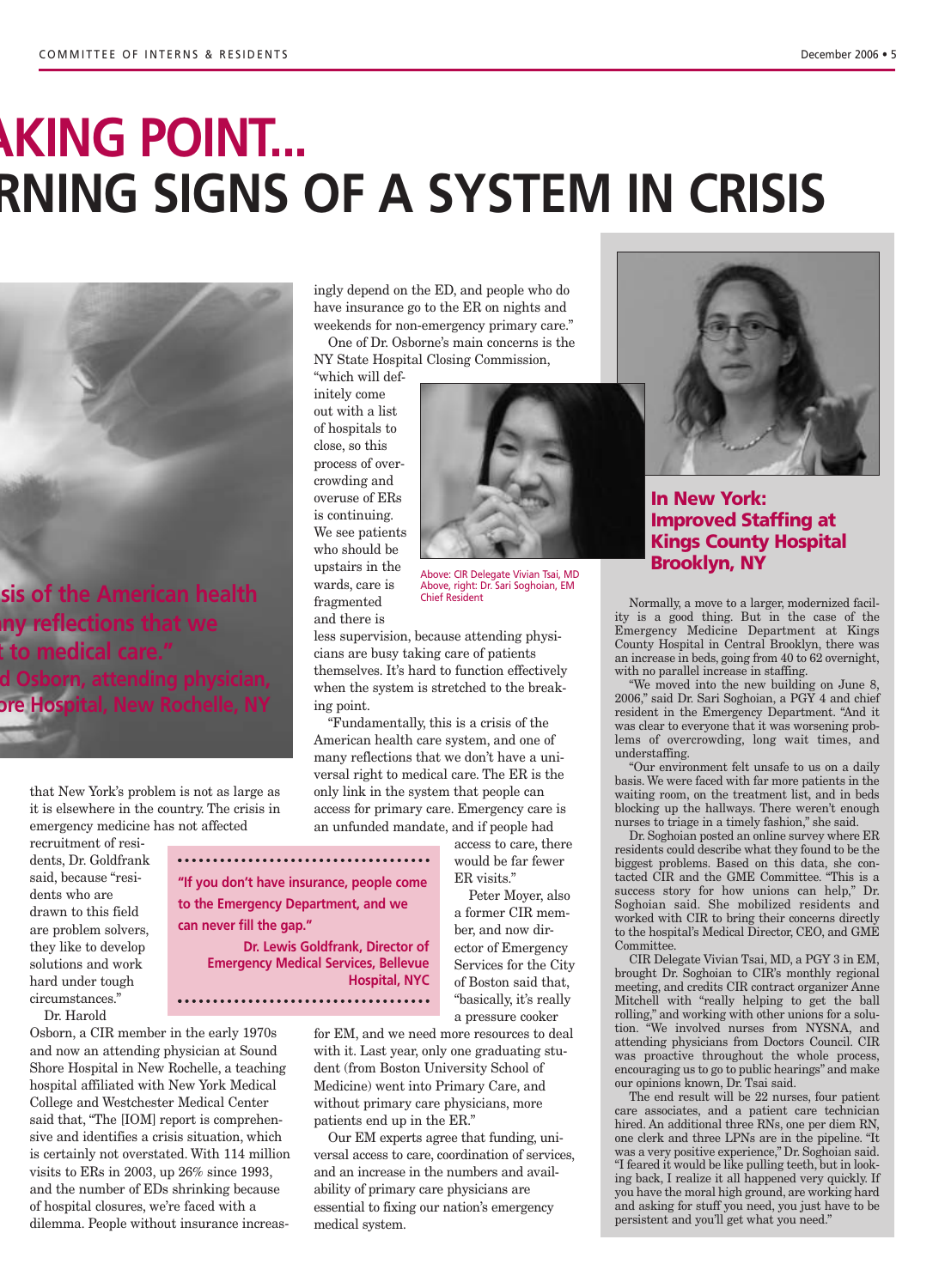# ...AKING POINT...
## ...RNING SIGNS OF A SYSTEM IN CRISIS

**...sis of the American health ...ny reflections that we ...t to medical care." ...d Osborn, attending physician, ...ore Hospital, New Rochelle, NY**

that New York's problem is not as large as it is elsewhere in the country. The crisis in emergency medicine has not affected recruitment of residents, Dr. Goldfrank said, because "residents who are drawn to this field are problem solvers, they like to develop solutions and work hard under tough circumstances."

> **"If you don't have insurance, people come to the Emergency Department, and we can never fill the gap."**
>
> **Dr. Lewis Goldfrank, Director of Emergency Medical Services, Bellevue Hospital, NYC**

Dr. Harold Osborn, a CIR member in the early 1970s and now an attending physician at Sound Shore Hospital in New Rochelle, a teaching hospital affiliated with New York Medical College and Westchester Medical Center said that, "The [IOM] report is comprehensive and identifies a crisis situation, which is certainly not overstated. With 114 million visits to ERs in 2003, up 26% since 1993, and the number of EDs shrinking because of hospital closures, we're faced with a dilemma. People without insurance increasingly depend on the ED, and people who do have insurance go to the ER on nights and weekends for non-emergency primary care."

One of Dr. Osborne's main concerns is the NY State Hospital Closing Commission, "which will definitely come out with a list of hospitals to close, so this process of overcrowding and overuse of ERs is continuing. We see patients who should be upstairs in the wards, care is fragmented and there is less supervision, because attending physicians are busy taking care of patients themselves. It's hard to function effectively when the system is stretched to the breaking point.

"Fundamentally, this is a crisis of the American health care system, and one of many reflections that we don't have a universal right to medical care. The ER is the only link in the system that people can access for primary care. Emergency care is an unfunded mandate, and if people had access to care, there would be far fewer ER visits."

Peter Moyer, also a former CIR member, and now director of Emergency Services for the City of Boston said that, "basically, it's really a pressure cooker for EM, and we need more resources to deal with it. Last year, only one graduating student (from Boston University School of Medicine) went into Primary Care, and without primary care physicians, more patients end up in the ER."

Our EM experts agree that funding, universal access to care, coordination of services, and an increase in the numbers and availability of primary care physicians are essential to fixing our nation's emergency medical system.

Above: CIR Delegate Vivian Tsai, MD
Above, right: Dr. Sari Soghoian, EM Chief Resident

## In New York: Improved Staffing at Kings County Hospital Brooklyn, NY

Normally, a move to a larger, modernized facility is a good thing. But in the case of the Emergency Medicine Department at Kings County Hospital in Central Brooklyn, there was an increase in beds, going from 40 to 62 overnight, with no parallel increase in staffing.

"We moved into the new building on June 8, 2006," said Dr. Sari Soghoian, a PGY 4 and chief resident in the Emergency Department. "And it was clear to everyone that it was worsening problems of overcrowding, long wait times, and understaffing.

"Our environment felt unsafe to us on a daily basis. We were faced with far more patients in the waiting room, on the treatment list, and in beds blocking up the hallways. There weren't enough nurses to triage in a timely fashion," she said.

Dr. Soghoian posted an online survey where ER residents could describe what they found to be the biggest problems. Based on this data, she contacted CIR and the GME Committee. "This is a success story for how unions can help," Dr. Soghoian said. She mobilized residents and worked with CIR to bring their concerns directly to the hospital's Medical Director, CEO, and GME Committee.

CIR Delegate Vivian Tsai, MD, a PGY 3 in EM, brought Dr. Soghoian to CIR's monthly regional meeting, and credits CIR contract organizer Anne Mitchell with "really helping to get the ball rolling," and working with other unions for a solution. "We involved nurses from NYSNA, and attending physicians from Doctors Council. CIR was proactive throughout the whole process, encouraging us to go to public hearings" and make our opinions known, Dr. Tsai said.

The end result will be 22 nurses, four patient care associates, and a patient care technician hired. An additional three RNs, one per diem RN, one clerk and three LPNs are in the pipeline. "It was a very positive experience," Dr. Soghoian said. "I feared it would be like pulling teeth, but in looking back, I realize it all happened very quickly. If you have the moral high ground, are working hard and asking for stuff you need, you just have to be persistent and you'll get what you need."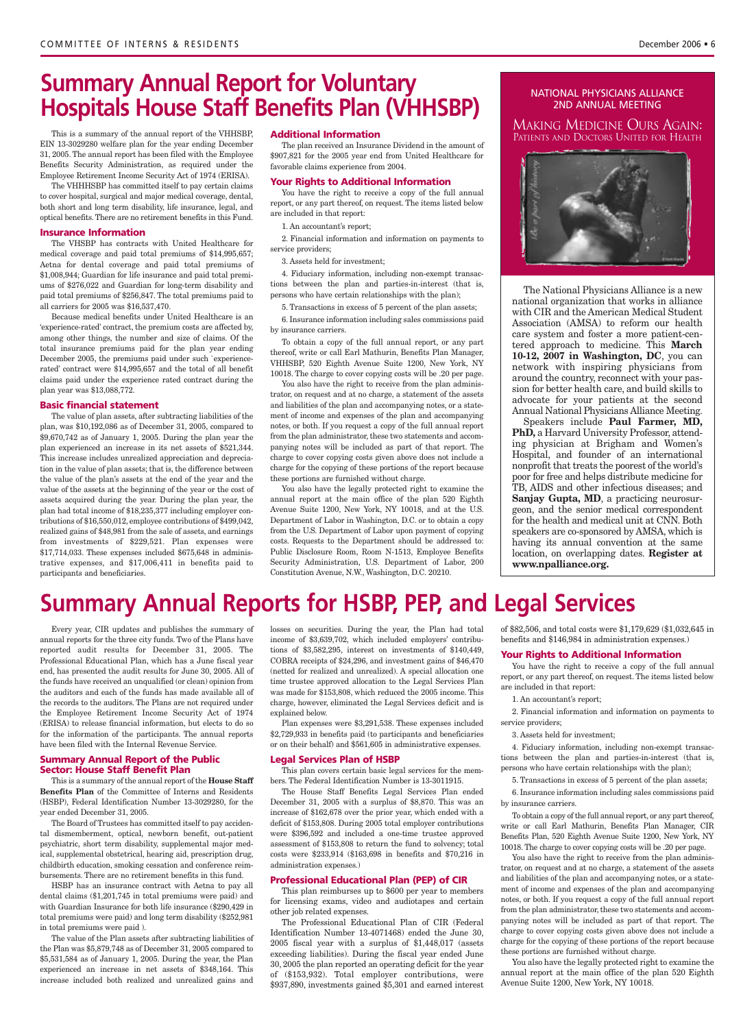# Summary Annual Report for Voluntary Hospitals House Staff Benefits Plan (VHHSBP)

This is a summary of the annual report of the VHHSBP, EIN 13-3029280 welfare plan for the year ending December 31, 2005. The annual report has been filed with the Employee Benefits Security Administration, as required under the Employee Retirement Income Security Act of 1974 (ERISA).

The VHHHSBP has committed itself to pay certain claims to cover hospital, surgical and major medical coverage, dental, both short and long term disability, life insurance, legal, and optical benefits. There are no retirement benefits in this Fund.

### Insurance Information

The VHSBP has contracts with United Healthcare for medical coverage and paid total premiums of $14,995,657; Aetna for dental coverage and paid total premiums of $1,008,944; Guardian for life insurance and paid total premiums of $276,022 and Guardian for long-term disability and paid total premiums of $256,847. The total premiums paid to all carriers for 2005 was $16,537,470.

Because medical benefits under United Healthcare is an 'experience-rated' contract, the premium costs are affected by, among other things, the number and size of claims. Of the total insurance premiums paid for the plan year ending December 2005, the premiums paid under such `experience-rated' contract were $14,995,657 and the total of all benefit claims paid under the experience rated contract during the plan year was $13,088,772.

### Basic financial statement

The value of plan assets, after subtracting liabilities of the plan, was $10,192,086 as of December 31, 2005, compared to $9,670,742 as of January 1, 2005. During the plan year the plan experienced an increase in its net assets of $521,344. This increase includes unrealized appreciation and depreciation in the value of plan assets; that is, the difference between the value of the plan's assets at the end of the year and the value of the assets at the beginning of the year or the cost of assets acquired during the year. During the plan year, the plan had total income of $18,235,377 including employer contributions of $16,550,012, employee contributions of $499,042, realized gains of $48,981 from the sale of assets, and earnings from investments of $229,521. Plan expenses were $17,714,033. These expenses included $675,648 in administrative expenses, and $17,006,411 in benefits paid to participants and beneficiaries.

### Additional Information

The plan received an Insurance Dividend in the amount of $907,821 for the 2005 year end from United Healthcare for favorable claims experience from 2004.

### Your Rights to Additional Information

You have the right to receive a copy of the full annual report, or any part thereof, on request. The items listed below are included in that report:

1. An accountant's report;
2. Financial information and information on payments to service providers;
3. Assets held for investment;
4. Fiduciary information, including non-exempt transactions between the plan and parties-in-interest (that is, persons who have certain relationships with the plan);
5. Transactions in excess of 5 percent of the plan assets;
6. Insurance information including sales commissions paid by insurance carriers.

To obtain a copy of the full annual report, or any part thereof, write or call Earl Mathurin, Benefits Plan Manager, VHHSBP, 520 Eighth Avenue Suite 1200, New York, NY 10018. The charge to cover copying costs will be .20 per page.

You also have the right to receive from the plan administrator, on request and at no charge, a statement of the assets and liabilities of the plan and accompanying notes, or a statement of income and expenses of the plan and accompanying notes, or both. If you request a copy of the full annual report from the plan administrator, these two statements and accompanying notes will be included as part of that report. The charge to cover copying costs given above does not include a charge for the copying of these portions of the report because these portions are furnished without charge.

You also have the legally protected right to examine the annual report at the main office of the plan 520 Eighth Avenue Suite 1200, New York, NY 10018, and at the U.S. Department of Labor in Washington, D.C. or to obtain a copy from the U.S. Department of Labor upon payment of copying costs. Requests to the Department should be addressed to: Public Disclosure Room, Room N-1513, Employee Benefits Security Administration, U.S. Department of Labor, 200 Constitution Avenue, N.W., Washington, D.C. 20210.

## NATIONAL PHYSICIANS ALLIANCE 2ND ANNUAL MEETING

### Making Medicine Ours Again: Patients and Doctors United for Health

The National Physicians Alliance is a new national organization that works in alliance with CIR and the American Medical Student Association (AMSA) to reform our health care system and foster a more patient-centered approach to medicine. This **March 10-12, 2007 in Washington, DC**, you can network with inspiring physicians from around the country, reconnect with your passion for better health care, and build skills to advocate for your patients at the second Annual National Physicians Alliance Meeting.

Speakers include **Paul Farmer, MD, PhD,** a Harvard University Professor, attending physician at Brigham and Women's Hospital, and founder of an international nonprofit that treats the poorest of the world's poor for free and helps distribute medicine for TB, AIDS and other infectious diseases; and **Sanjay Gupta, MD**, a practicing neurosurgeon, and the senior medical correspondent for the health and medical unit at CNN. Both speakers are co-sponsored by AMSA, which is having its annual convention at the same location, on overlapping dates. **Register at www.npalliance.org.**

# Summary Annual Reports for HSBP, PEP, and Legal Services

Every year, CIR updates and publishes the summary of annual reports for the three city funds. Two of the Plans have reported audit results for December 31, 2005. The Professional Educational Plan, which has a June fiscal year end, has presented the audit results for June 30, 2005. All of the funds have received an unqualified (or clean) opinion from the auditors and each of the funds has made available all of the records to the auditors. The Plans are not required under the Employee Retirement Income Security Act of 1974 (ERISA) to release financial information, but elects to do so for the information of the participants. The annual reports have been filed with the Internal Revenue Service.

### Summary Annual Report of the Public Sector: House Staff Benefit Plan

This is a summary of the annual report of the **House Staff Benefits Plan** of the Committee of Interns and Residents (HSBP), Federal Identification Number 13-3029280, for the year ended December 31, 2005.

The Board of Trustees has committed itself to pay accidental dismemberment, optical, newborn benefit, out-patient psychiatric, short term disability, supplemental major medical, supplemental obstetrical, hearing aid, prescription drug, childbirth education, smoking cessation and conference reimbursements. There are no retirement benefits in this fund.

HSBP has an insurance contract with Aetna to pay all dental claims ($1,201,745 in total premiums were paid) and with Guardian Insurance for both life insurance ($290,429 in total premiums were paid) and long term disability ($252,981 in total premiums were paid ).

The value of the Plan assets after subtracting liabilities of the Plan was $5,879,748 as of December 31, 2005 compared to $5,531,584 as of January 1, 2005. During the year, the Plan experienced an increase in net assets of $348,164. This increase included both realized and unrealized gains and losses on securities. During the year, the Plan had total income of $3,639,702, which included employers' contributions of $3,582,295, interest on investments of $140,449, COBRA receipts of $24,296, and investment gains of $46,470 (netted for realized and unrealized). A special allocation one time trustee approved allocation to the Legal Services Plan was made for $153,808, which reduced the 2005 income. This charge, however, eliminated the Legal Services deficit and is explained below.

Plan expenses were $3,291,538. These expenses included $2,729,933 in benefits paid (to participants and beneficiaries or on their behalf) and $561,605 in administrative expenses.

### Legal Services Plan of HSBP

This plan covers certain basic legal services for the members. The Federal Identification Number is 13-3011915.

The House Staff Benefits Legal Services Plan ended December 31, 2005 with a surplus of $8,870. This was an increase of $162,678 over the prior year, which ended with a deficit of $153,808. During 2005 total employer contributions were $396,592 and included a one-time trustee approved assessment of $153,808 to return the fund to solvency; total costs were $233,914 ($163,698 in benefits and $70,216 in administration expenses.)

### Professional Educational Plan (PEP) of CIR

This plan reimburses up to $600 per year to members for licensing exams, video and audiotapes and certain other job related expenses.

The Professional Educational Plan of CIR (Federal Identification Number 13-4071468) ended the June 30, 2005 fiscal year with a surplus of $1,448,017 (assets exceeding liabilities). During the fiscal year ended June 30, 2005 the plan reported an operating deficit for the year of ($153,932). Total employer contributions, were $937,890, investments gained $5,301 and earned interest of $82,506, and total costs were $1,179,629 ($1,032,645 in benefits and $146,984 in administration expenses.)

### Your Rights to Additional Information

You have the right to receive a copy of the full annual report, or any part thereof, on request. The items listed below are included in that report:

1. An accountant's report;
2. Financial information and information on payments to service providers;
3. Assets held for investment;
4. Fiduciary information, including non-exempt transactions between the plan and parties-in-interest (that is, persons who have certain relationships with the plan);
5. Transactions in excess of 5 percent of the plan assets;
6. Insurance information including sales commissions paid by insurance carriers.

To obtain a copy of the full annual report, or any part thereof, write or call Earl Mathurin, Benefits Plan Manager, CIR Benefits Plan, 520 Eighth Avenue Suite 1200, New York, NY 10018. The charge to cover copying costs will be .20 per page.

You also have the right to receive from the plan administrator, on request and at no charge, a statement of the assets and liabilities of the plan and accompanying notes, or a statement of income and expenses of the plan and accompanying notes, or both. If you request a copy of the full annual report from the plan administrator, these two statements and accompanying notes will be included as part of that report. The charge to cover copying costs given above does not include a charge for the copying of these portions of the report because these portions are furnished without charge.

You also have the legally protected right to examine the annual report at the main office of the plan 520 Eighth Avenue Suite 1200, New York, NY 10018.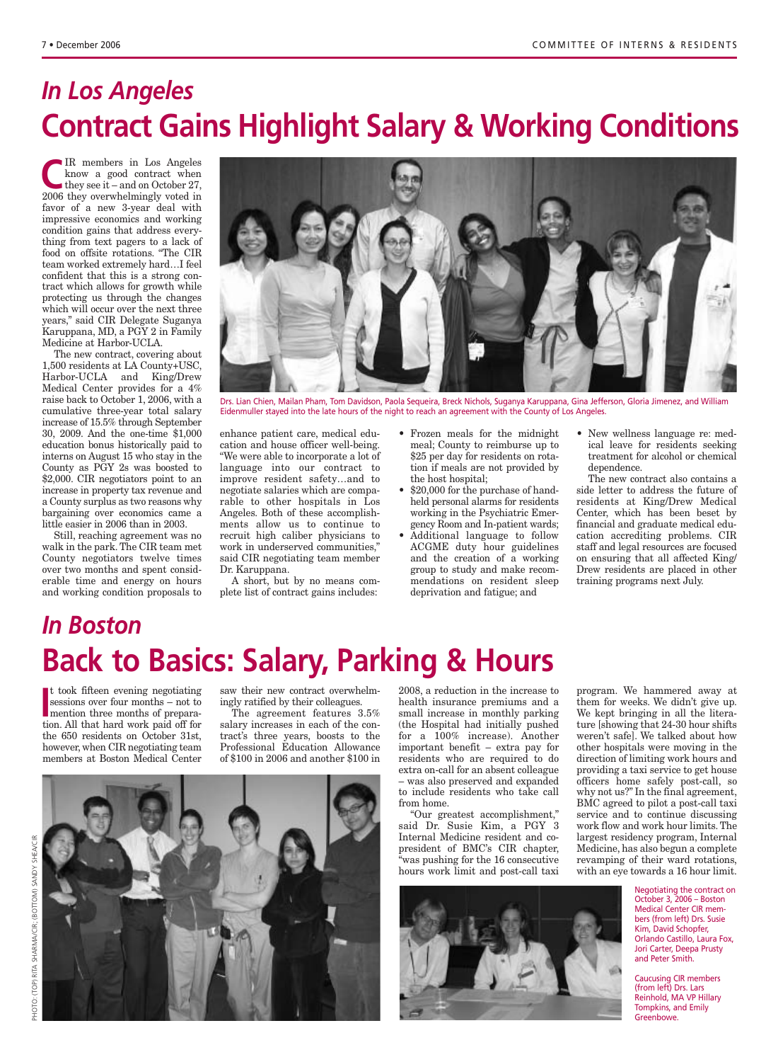## *In Los Angeles*

# Contract Gains Highlight Salary & Working Conditions

CIR members in Los Angeles know a good contract when they see it – and on October 27, 2006 they overwhelmingly voted in favor of a new 3-year deal with impressive economics and working condition gains that address everything from text pagers to a lack of food on offsite rotations. "The CIR team worked extremely hard…I feel confident that this is a strong contract which allows for growth while protecting us through the changes which will occur over the next three years," said CIR Delegate Suganya Karuppana, MD, a PGY 2 in Family Medicine at Harbor-UCLA.

The new contract, covering about 1,500 residents at LA County+USC, Harbor-UCLA and King/Drew Medical Center provides for a 4% raise back to October 1, 2006, with a cumulative three-year total salary increase of 15.5% through September 30, 2009. And the one-time $1,000 education bonus historically paid to interns on August 15 who stay in the County as PGY 2s was boosted to $2,000. CIR negotiators point to an increase in property tax revenue and a County surplus as two reasons why bargaining over economics came a little easier in 2006 than in 2003.

Still, reaching agreement was no walk in the park. The CIR team met County negotiators twelve times over two months and spent considerable time and energy on hours and working condition proposals to enhance patient care, medical education and house officer well-being. "We were able to incorporate a lot of language into our contract to improve resident safety…and to negotiate salaries which are comparable to other hospitals in Los Angeles. Both of these accomplishments allow us to continue to recruit high caliber physicians to work in underserved communities," said CIR negotiating team member Dr. Karuppana.

A short, but by no means complete list of contract gains includes:

- Frozen meals for the midnight meal; County to reimburse up to $25 per day for residents on rotation if meals are not provided by the host hospital;
- $20,000 for the purchase of handheld personal alarms for residents working in the Psychiatric Emergency Room and In-patient wards;
- Additional language to follow ACGME duty hour guidelines and the creation of a working group to study and make recommendations on resident sleep deprivation and fatigue; and
- New wellness language re: medical leave for residents seeking treatment for alcohol or chemical dependence.

The new contract also contains a side letter to address the future of residents at King/Drew Medical Center, which has been beset by financial and graduate medical education accrediting problems. CIR staff and legal resources are focused on ensuring that all affected King/Drew residents are placed in other training programs next July.

Drs. Lian Chien, Mailan Pham, Tom Davidson, Paola Sequeira, Breck Nichols, Suganya Karuppana, Gina Jefferson, Gloria Jimenez, and William Eidenmuller stayed into the late hours of the night to reach an agreement with the County of Los Angeles.

## *In Boston*

# Back to Basics: Salary, Parking & Hours

It took fifteen evening negotiating sessions over four months – not to mention three months of preparation. All that hard work paid off for the 650 residents on October 31st, however, when CIR negotiating team members at Boston Medical Center saw their new contract overwhelmingly ratified by their colleagues.

The agreement features 3.5% salary increases in each of the contract's three years, boosts to the Professional Education Allowance of $100 in 2006 and another $100 in 2008, a reduction in the increase to health insurance premiums and a small increase in monthly parking (the Hospital had initially pushed for a 100% increase). Another important benefit – extra pay for residents who are required to do extra on-call for an absent colleague – was also preserved and expanded to include residents who take call from home.

"Our greatest accomplishment," said Dr. Susie Kim, a PGY 3 Internal Medicine resident and co-president of BMC's CIR chapter, "was pushing for the 16 consecutive hours work limit and post-call taxi program. We hammered away at them for weeks. We didn't give up. We kept bringing in all the literature [showing that 24-30 hour shifts weren't safe]. We talked about how other hospitals were moving in the direction of limiting work hours and providing a taxi service to get house officers home safely post-call, so why not us?" In the final agreement, BMC agreed to pilot a post-call taxi service and to continue discussing work flow and work hour limits. The largest residency program, Internal Medicine, has also begun a complete revamping of their ward rotations, with an eye towards a 16 hour limit.

Negotiating the contract on October 3, 2006 – Boston Medical Center CIR members (from left) Drs. Susie Kim, David Schopfer, Orlando Castillo, Laura Fox, Jori Carter, Deepa Prusty and Peter Smith.

Caucusing CIR members (from left) Drs. Lars Reinhold, MA VP Hillary Tompkins, and Emily Greenbowe.

PHOTO: (TOP) RITA SHARMA/CIR; (BOTTOM) SANDY SHEA/CIR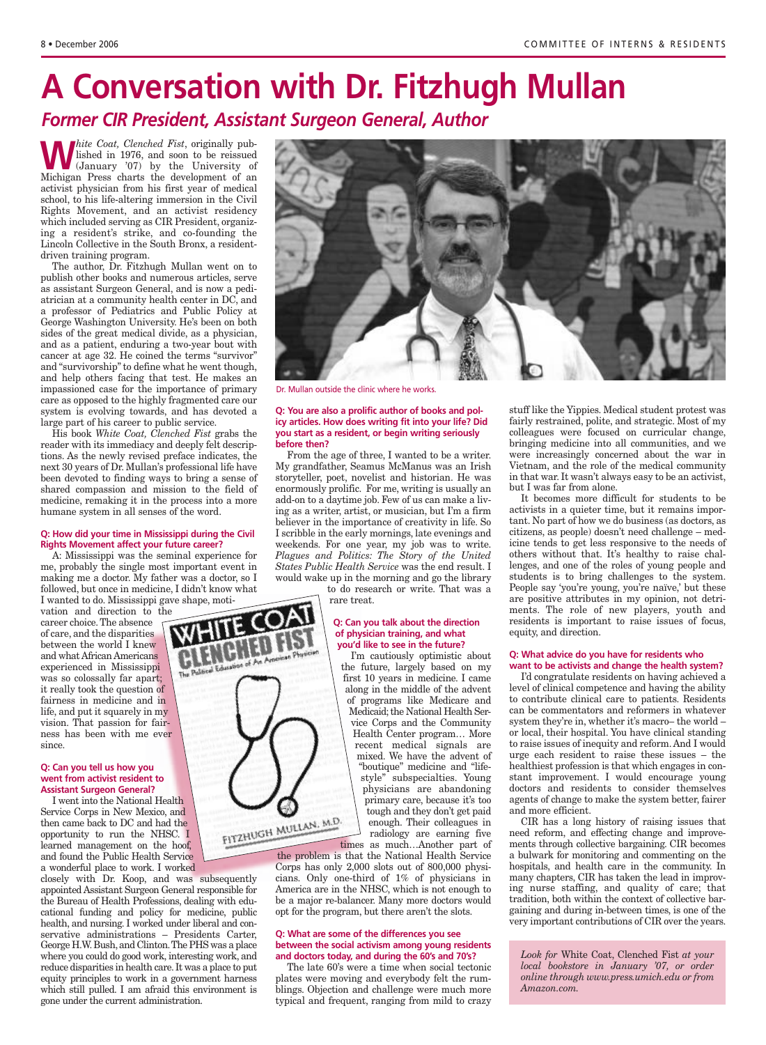# A Conversation with Dr. Fitzhugh Mullan

## *Former CIR President, Assistant Surgeon General, Author*

*White Coat, Clenched Fist*, originally published in 1976, and soon to be reissued (January '07) by the University of Michigan Press charts the development of an activist physician from his first year of medical school, to his life-altering immersion in the Civil Rights Movement, and an activist residency which included serving as CIR President, organizing a resident's strike, and co-founding the Lincoln Collective in the South Bronx, a resident-driven training program.

The author, Dr. Fitzhugh Mullan went on to publish other books and numerous articles, serve as assistant Surgeon General, and is now a pediatrician at a community health center in DC, and a professor of Pediatrics and Public Policy at George Washington University. He's been on both sides of the great medical divide, as a physician, and as a patient, enduring a two-year bout with cancer at age 32. He coined the terms "survivor" and "survivorship" to define what he went though, and help others facing that test. He makes an impassioned case for the importance of primary care as opposed to the highly fragmented care our system is evolving towards, and has devoted a large part of his career to public service.

His book *White Coat, Clenched Fist* grabs the reader with its immediacy and deeply felt descriptions. As the newly revised preface indicates, the next 30 years of Dr. Mullan's professional life have been devoted to finding ways to bring a sense of shared compassion and mission to the field of medicine, remaking it in the process into a more humane system in all senses of the word.

Dr. Mullan outside the clinic where he works.

**Q: How did your time in Mississippi during the Civil Rights Movement affect your future career?**

A: Mississippi was the seminal experience for me, probably the single most important event in making me a doctor. My father was a doctor, so I followed, but once in medicine, I didn't know what I wanted to do. Mississippi gave shape, motivation and direction to the career choice. The absence of care, and the disparities between the world I knew and what African Americans experienced in Mississippi was so colossally far apart; it really took the question of fairness in medicine and in life, and put it squarely in my vision. That passion for fairness has been with me ever since.

**Q: Can you tell us how you went from activist resident to Assistant Surgeon General?**

I went into the National Health Service Corps in New Mexico, and then came back to DC and had the opportunity to run the NHSC. I learned management on the hoof, and found the Public Health Service a wonderful place to work. I worked closely with Dr. Koop, and was subsequently appointed Assistant Surgeon General responsible for the Bureau of Health Professions, dealing with educational funding and policy for medicine, public health, and nursing. I worked under liberal and conservative administrations – Presidents Carter, George H.W. Bush, and Clinton. The PHS was a place where you could do good work, interesting work, and reduce disparities in health care. It was a place to put equity principles to work in a government harness which still pulled. I am afraid this environment is gone under the current administration.

**Q: You are also a prolific author of books and policy articles. How does writing fit into your life? Did you start as a resident, or begin writing seriously before then?**

From the age of three, I wanted to be a writer. My grandfather, Seamus McManus was an Irish storyteller, poet, novelist and historian. He was enormously prolific. For me, writing is usually an add-on to a daytime job. Few of us can make a living as a writer, artist, or musician, but I'm a firm believer in the importance of creativity in life. So I scribble in the early mornings, late evenings and weekends. For one year, my job was to write. *Plagues and Politics: The Story of the United States Public Health Service* was the end result. I would wake up in the morning and go the library to do research or write. That was a rare treat.

WHITE COAT CLENCHED FIST
The Political Education of An American Physician
FITZHUGH MULLAN, M.D.

**Q: Can you talk about the direction of physician training, and what you'd like to see in the future?**

I'm cautiously optimistic about the future, largely based on my first 10 years in medicine. I came along in the middle of the advent of programs like Medicare and Medicaid; the National Health Service Corps and the Community Health Center program… More recent medical signals are mixed. We have the advent of "boutique" medicine and "lifestyle" subspecialties. Young physicians are abandoning primary care, because it's too tough and they don't get paid enough. Their colleagues in radiology are earning five times as much…Another part of the problem is that the National Health Service Corps has only 2,000 slots out of 800,000 physicians. Only one-third of 1% of physicians in America are in the NHSC, which is not enough to be a major re-balancer. Many more doctors would opt for the program, but there aren't the slots.

**Q: What are some of the differences you see between the social activism among young residents and doctors today, and during the 60's and 70's?**

The late 60's were a time when social tectonic plates were moving and everybody felt the rumblings. Objection and challenge were much more typical and frequent, ranging from mild to crazy stuff like the Yippies. Medical student protest was fairly restrained, polite, and strategic. Most of my colleagues were focused on curricular change, bringing medicine into all communities, and we were increasingly concerned about the war in Vietnam, and the role of the medical community in that war. It wasn't always easy to be an activist, but I was far from alone.

It becomes more difficult for students to be activists in a quieter time, but it remains important. No part of how we do business (as doctors, as citizens, as people) doesn't need challenge – medicine tends to get less responsive to the needs of others without that. It's healthy to raise challenges, and one of the roles of young people and students is to bring challenges to the system. People say 'you're young, you're naïve,' but these are positive attributes in my opinion, not detriments. The role of new players, youth and residents is important to raise issues of focus, equity, and direction.

**Q: What advice do you have for residents who want to be activists and change the health system?**

I'd congratulate residents on having achieved a level of clinical competence and having the ability to contribute clinical care to patients. Residents can be commentators and reformers in whatever system they're in, whether it's macro– the world – or local, their hospital. You have clinical standing to raise issues of inequity and reform. And I would urge each resident to raise these issues – the healthiest profession is that which engages in constant improvement. I would encourage young doctors and residents to consider themselves agents of change to make the system better, fairer and more efficient.

CIR has a long history of raising issues that need reform, and effecting change and improvements through collective bargaining. CIR becomes a bulwark for monitoring and commenting on the hospitals, and health care in the community. In many chapters, CIR has taken the lead in improving nurse staffing, and quality of care; that tradition, both within the context of collective bargaining and during in-between times, is one of the very important contributions of CIR over the years.

*Look for* White Coat, Clenched Fist *at your local bookstore in January '07, or order online through www.press.umich.edu or from Amazon.com.*